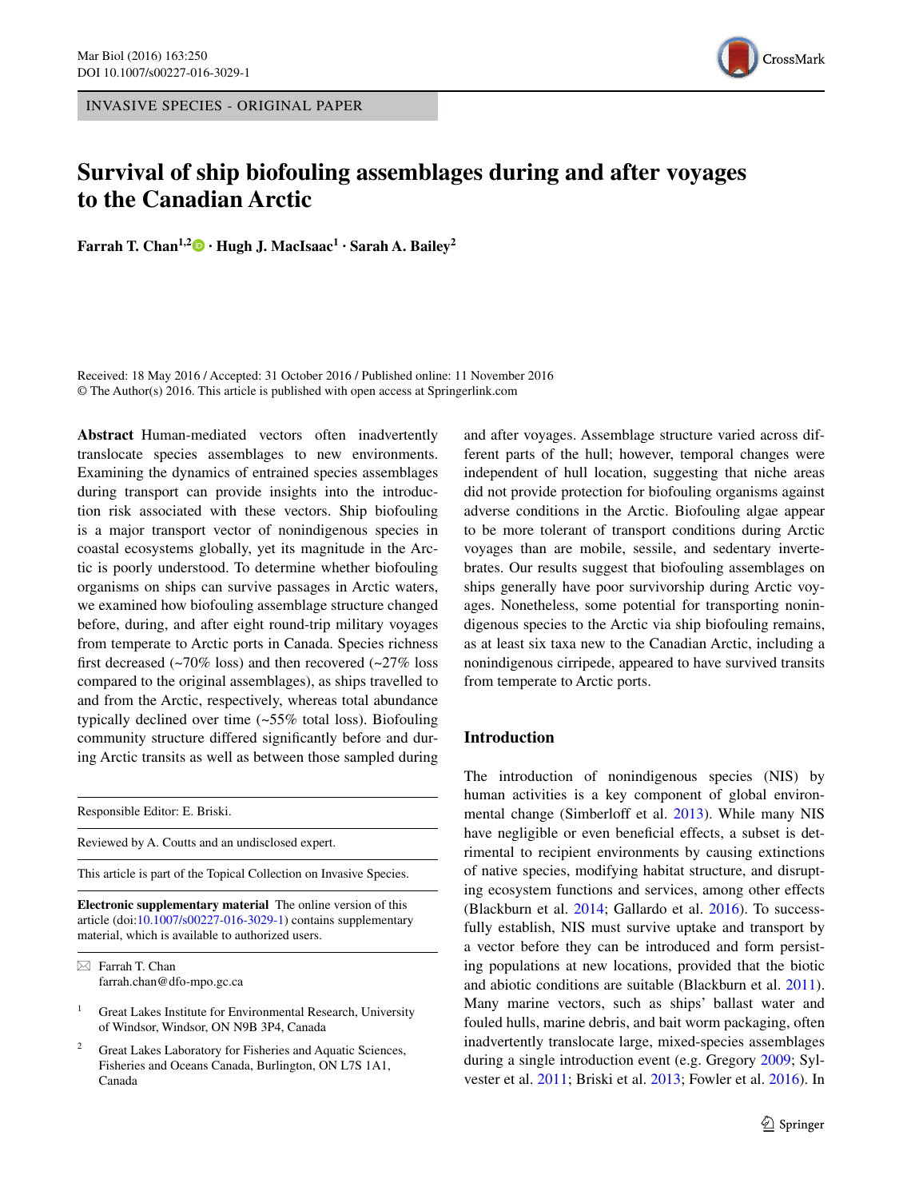INVASIVE SPECIES - ORIGINAL PAPER

# Survival of ship biofouling assemblages during and after voyages to the Canadian Arctic

**Farrah T. Chan[1,2] · Hugh J. MacIsaac[1] · Sarah A. Bailey[2]**

Received: 18 May 2016 / Accepted: 31 October 2016 / Published online: 11 November 2016
© The Author(s) 2016. This article is published with open access at Springerlink.com

**Abstract** Human-mediated vectors often inadvertently translocate species assemblages to new environments. Examining the dynamics of entrained species assemblages during transport can provide insights into the introduction risk associated with these vectors. Ship biofouling is a major transport vector of nonindigenous species in coastal ecosystems globally, yet its magnitude in the Arctic is poorly understood. To determine whether biofouling organisms on ships can survive passages in Arctic waters, we examined how biofouling assemblage structure changed before, during, and after eight round-trip military voyages from temperate to Arctic ports in Canada. Species richness first decreased (~70% loss) and then recovered (~27% loss compared to the original assemblages), as ships travelled to and from the Arctic, respectively, whereas total abundance typically declined over time (~55% total loss). Biofouling community structure differed significantly before and during Arctic transits as well as between those sampled during and after voyages. Assemblage structure varied across different parts of the hull; however, temporal changes were independent of hull location, suggesting that niche areas did not provide protection for biofouling organisms against adverse conditions in the Arctic. Biofouling algae appear to be more tolerant of transport conditions during Arctic voyages than are mobile, sessile, and sedentary invertebrates. Our results suggest that biofouling assemblages on ships generally have poor survivorship during Arctic voyages. Nonetheless, some potential for transporting nonindigenous species to the Arctic via ship biofouling remains, as at least six taxa new to the Canadian Arctic, including a nonindigenous cirripede, appeared to have survived transits from temperate to Arctic ports.

Responsible Editor: E. Briski.

Reviewed by A. Coutts and an undisclosed expert.

This article is part of the Topical Collection on Invasive Species.

**Electronic supplementary material** The online version of this article (doi:10.1007/s00227-016-3029-1) contains supplementary material, which is available to authorized users.

✉ Farrah T. Chan
farrah.chan@dfo-mpo.gc.ca

[1] Great Lakes Institute for Environmental Research, University of Windsor, Windsor, ON N9B 3P4, Canada

[2] Great Lakes Laboratory for Fisheries and Aquatic Sciences, Fisheries and Oceans Canada, Burlington, ON L7S 1A1, Canada

## Introduction

The introduction of nonindigenous species (NIS) by human activities is a key component of global environmental change (Simberloff et al. 2013). While many NIS have negligible or even beneficial effects, a subset is detrimental to recipient environments by causing extinctions of native species, modifying habitat structure, and disrupting ecosystem functions and services, among other effects (Blackburn et al. 2014; Gallardo et al. 2016). To successfully establish, NIS must survive uptake and transport by a vector before they can be introduced and form persisting populations at new locations, provided that the biotic and abiotic conditions are suitable (Blackburn et al. 2011). Many marine vectors, such as ships' ballast water and fouled hulls, marine debris, and bait worm packaging, often inadvertently translocate large, mixed-species assemblages during a single introduction event (e.g. Gregory 2009; Sylvester et al. 2011; Briski et al. 2013; Fowler et al. 2016). In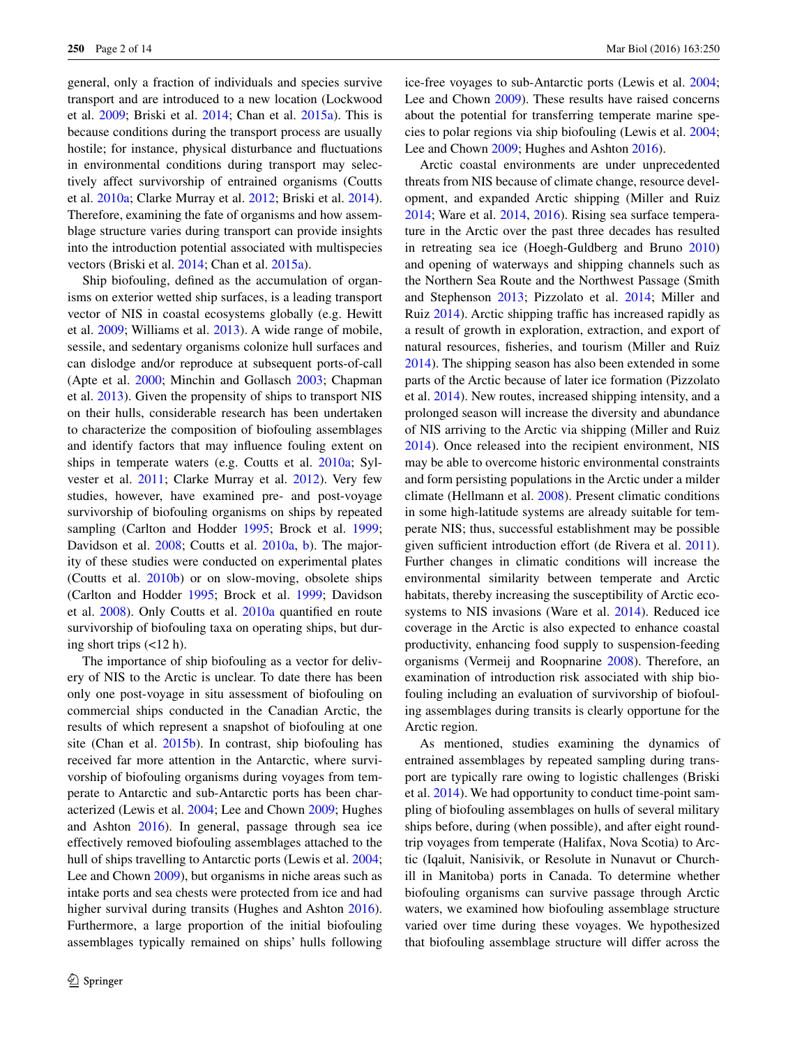general, only a fraction of individuals and species survive transport and are introduced to a new location (Lockwood et al. 2009; Briski et al. 2014; Chan et al. 2015a). This is because conditions during the transport process are usually hostile; for instance, physical disturbance and fluctuations in environmental conditions during transport may selectively affect survivorship of entrained organisms (Coutts et al. 2010a; Clarke Murray et al. 2012; Briski et al. 2014). Therefore, examining the fate of organisms and how assemblage structure varies during transport can provide insights into the introduction potential associated with multispecies vectors (Briski et al. 2014; Chan et al. 2015a).

Ship biofouling, defined as the accumulation of organisms on exterior wetted ship surfaces, is a leading transport vector of NIS in coastal ecosystems globally (e.g. Hewitt et al. 2009; Williams et al. 2013). A wide range of mobile, sessile, and sedentary organisms colonize hull surfaces and can dislodge and/or reproduce at subsequent ports-of-call (Apte et al. 2000; Minchin and Gollasch 2003; Chapman et al. 2013). Given the propensity of ships to transport NIS on their hulls, considerable research has been undertaken to characterize the composition of biofouling assemblages and identify factors that may influence fouling extent on ships in temperate waters (e.g. Coutts et al. 2010a; Sylvester et al. 2011; Clarke Murray et al. 2012). Very few studies, however, have examined pre- and post-voyage survivorship of biofouling organisms on ships by repeated sampling (Carlton and Hodder 1995; Brock et al. 1999; Davidson et al. 2008; Coutts et al. 2010a, b). The majority of these studies were conducted on experimental plates (Coutts et al. 2010b) or on slow-moving, obsolete ships (Carlton and Hodder 1995; Brock et al. 1999; Davidson et al. 2008). Only Coutts et al. 2010a quantified en route survivorship of biofouling taxa on operating ships, but during short trips (<12 h).

The importance of ship biofouling as a vector for delivery of NIS to the Arctic is unclear. To date there has been only one post-voyage in situ assessment of biofouling on commercial ships conducted in the Canadian Arctic, the results of which represent a snapshot of biofouling at one site (Chan et al. 2015b). In contrast, ship biofouling has received far more attention in the Antarctic, where survivorship of biofouling organisms during voyages from temperate to Antarctic and sub-Antarctic ports has been characterized (Lewis et al. 2004; Lee and Chown 2009; Hughes and Ashton 2016). In general, passage through sea ice effectively removed biofouling assemblages attached to the hull of ships travelling to Antarctic ports (Lewis et al. 2004; Lee and Chown 2009), but organisms in niche areas such as intake ports and sea chests were protected from ice and had higher survival during transits (Hughes and Ashton 2016). Furthermore, a large proportion of the initial biofouling assemblages typically remained on ships' hulls following ice-free voyages to sub-Antarctic ports (Lewis et al. 2004; Lee and Chown 2009). These results have raised concerns about the potential for transferring temperate marine species to polar regions via ship biofouling (Lewis et al. 2004; Lee and Chown 2009; Hughes and Ashton 2016).

Arctic coastal environments are under unprecedented threats from NIS because of climate change, resource development, and expanded Arctic shipping (Miller and Ruiz 2014; Ware et al. 2014, 2016). Rising sea surface temperature in the Arctic over the past three decades has resulted in retreating sea ice (Hoegh-Guldberg and Bruno 2010) and opening of waterways and shipping channels such as the Northern Sea Route and the Northwest Passage (Smith and Stephenson 2013; Pizzolato et al. 2014; Miller and Ruiz 2014). Arctic shipping traffic has increased rapidly as a result of growth in exploration, extraction, and export of natural resources, fisheries, and tourism (Miller and Ruiz 2014). The shipping season has also been extended in some parts of the Arctic because of later ice formation (Pizzolato et al. 2014). New routes, increased shipping intensity, and a prolonged season will increase the diversity and abundance of NIS arriving to the Arctic via shipping (Miller and Ruiz 2014). Once released into the recipient environment, NIS may be able to overcome historic environmental constraints and form persisting populations in the Arctic under a milder climate (Hellmann et al. 2008). Present climatic conditions in some high-latitude systems are already suitable for temperate NIS; thus, successful establishment may be possible given sufficient introduction effort (de Rivera et al. 2011). Further changes in climatic conditions will increase the environmental similarity between temperate and Arctic habitats, thereby increasing the susceptibility of Arctic ecosystems to NIS invasions (Ware et al. 2014). Reduced ice coverage in the Arctic is also expected to enhance coastal productivity, enhancing food supply to suspension-feeding organisms (Vermeij and Roopnarine 2008). Therefore, an examination of introduction risk associated with ship biofouling including an evaluation of survivorship of biofouling assemblages during transits is clearly opportune for the Arctic region.

As mentioned, studies examining the dynamics of entrained assemblages by repeated sampling during transport are typically rare owing to logistic challenges (Briski et al. 2014). We had opportunity to conduct time-point sampling of biofouling assemblages on hulls of several military ships before, during (when possible), and after eight round-trip voyages from temperate (Halifax, Nova Scotia) to Arctic (Iqaluit, Nanisivik, or Resolute in Nunavut or Churchill in Manitoba) ports in Canada. To determine whether biofouling organisms can survive passage through Arctic waters, we examined how biofouling assemblage structure varied over time during these voyages. We hypothesized that biofouling assemblage structure will differ across the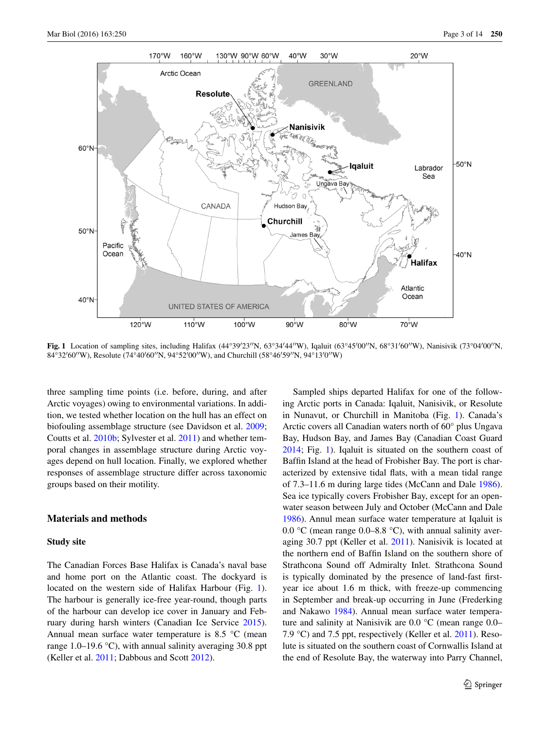Fig. 1 Location of sampling sites, including Halifax (44°39′23″N, 63°34′44″W), Iqaluit (63°45′00″N, 68°31′60″W), Nanisivik (73°04′00″N, 84°32′60″W), Resolute (74°40′60″N, 94°52′00″W), and Churchill (58°46′59″N, 94°13′0″W)

three sampling time points (i.e. before, during, and after Arctic voyages) owing to environmental variations. In addition, we tested whether location on the hull has an effect on biofouling assemblage structure (see Davidson et al. 2009; Coutts et al. 2010b; Sylvester et al. 2011) and whether temporal changes in assemblage structure during Arctic voyages depend on hull location. Finally, we explored whether responses of assemblage structure differ across taxonomic groups based on their motility.

## Materials and methods

### Study site

The Canadian Forces Base Halifax is Canada's naval base and home port on the Atlantic coast. The dockyard is located on the western side of Halifax Harbour (Fig. 1). The harbour is generally ice-free year-round, though parts of the harbour can develop ice cover in January and February during harsh winters (Canadian Ice Service 2015). Annual mean surface water temperature is 8.5 °C (mean range 1.0–19.6 °C), with annual salinity averaging 30.8 ppt (Keller et al. 2011; Dabbous and Scott 2012).

Sampled ships departed Halifax for one of the following Arctic ports in Canada: Iqaluit, Nanisivik, or Resolute in Nunavut, or Churchill in Manitoba (Fig. 1). Canada's Arctic covers all Canadian waters north of 60° plus Ungava Bay, Hudson Bay, and James Bay (Canadian Coast Guard 2014; Fig. 1). Iqaluit is situated on the southern coast of Baffin Island at the head of Frobisher Bay. The port is characterized by extensive tidal flats, with a mean tidal range of 7.3–11.6 m during large tides (McCann and Dale 1986). Sea ice typically covers Frobisher Bay, except for an open-water season between July and October (McCann and Dale 1986). Annul mean surface water temperature at Iqaluit is 0.0 °C (mean range 0.0–8.8 °C), with annual salinity averaging 30.7 ppt (Keller et al. 2011). Nanisivik is located at the northern end of Baffin Island on the southern shore of Strathcona Sound off Admiralty Inlet. Strathcona Sound is typically dominated by the presence of land-fast first-year ice about 1.6 m thick, with freeze-up commencing in September and break-up occurring in June (Frederking and Nakawo 1984). Annual mean surface water temperature and salinity at Nanisivik are 0.0 °C (mean range 0.0–7.9 °C) and 7.5 ppt, respectively (Keller et al. 2011). Resolute is situated on the southern coast of Cornwallis Island at the end of Resolute Bay, the waterway into Parry Channel,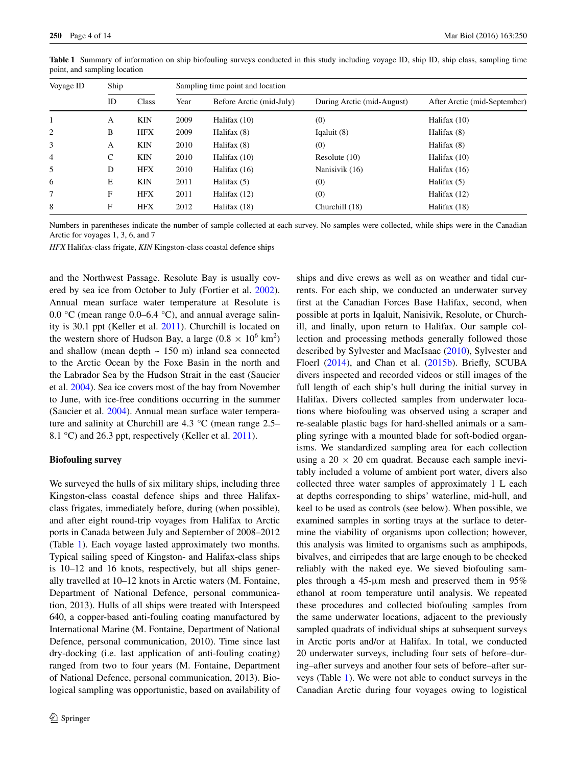**Table 1** Summary of information on ship biofouling surveys conducted in this study including voyage ID, ship ID, ship class, sampling time point, and sampling location

| Voyage ID | Ship | | Sampling time point and location | | | |
|---|---|---|---|---|---|---|
| | ID | Class | Year | Before Arctic (mid-July) | During Arctic (mid-August) | After Arctic (mid-September) |
| 1 | A | KIN | 2009 | Halifax (10) | (0) | Halifax (10) |
| 2 | B | HFX | 2009 | Halifax (8) | Iqaluit (8) | Halifax (8) |
| 3 | A | KIN | 2010 | Halifax (8) | (0) | Halifax (8) |
| 4 | C | KIN | 2010 | Halifax (10) | Resolute (10) | Halifax (10) |
| 5 | D | HFX | 2010 | Halifax (16) | Nanisivik (16) | Halifax (16) |
| 6 | E | KIN | 2011 | Halifax (5) | (0) | Halifax (5) |
| 7 | F | HFX | 2011 | Halifax (12) | (0) | Halifax (12) |
| 8 | F | HFX | 2012 | Halifax (18) | Churchill (18) | Halifax (18) |

Numbers in parentheses indicate the number of sample collected at each survey. No samples were collected, while ships were in the Canadian Arctic for voyages 1, 3, 6, and 7

*HFX* Halifax-class frigate, *KIN* Kingston-class coastal defence ships

and the Northwest Passage. Resolute Bay is usually covered by sea ice from October to July (Fortier et al. 2002). Annual mean surface water temperature at Resolute is 0.0 °C (mean range 0.0–6.4 °C), and annual average salinity is 30.1 ppt (Keller et al. 2011). Churchill is located on the western shore of Hudson Bay, a large ($0.8 \times 10^6$ km$^2$) and shallow (mean depth ~ 150 m) inland sea connected to the Arctic Ocean by the Foxe Basin in the north and the Labrador Sea by the Hudson Strait in the east (Saucier et al. 2004). Sea ice covers most of the bay from November to June, with ice-free conditions occurring in the summer (Saucier et al. 2004). Annual mean surface water temperature and salinity at Churchill are 4.3 °C (mean range 2.5–8.1 °C) and 26.3 ppt, respectively (Keller et al. 2011).

**Biofouling survey**

We surveyed the hulls of six military ships, including three Kingston-class coastal defence ships and three Halifax-class frigates, immediately before, during (when possible), and after eight round-trip voyages from Halifax to Arctic ports in Canada between July and September of 2008–2012 (Table 1). Each voyage lasted approximately two months. Typical sailing speed of Kingston- and Halifax-class ships is 10–12 and 16 knots, respectively, but all ships generally travelled at 10–12 knots in Arctic waters (M. Fontaine, Department of National Defence, personal communication, 2013). Hulls of all ships were treated with Interspeed 640, a copper-based anti-fouling coating manufactured by International Marine (M. Fontaine, Department of National Defence, personal communication, 2010). Time since last dry-docking (i.e. last application of anti-fouling coating) ranged from two to four years (M. Fontaine, Department of National Defence, personal communication, 2013). Biological sampling was opportunistic, based on availability of ships and dive crews as well as on weather and tidal currents. For each ship, we conducted an underwater survey first at the Canadian Forces Base Halifax, second, when possible, at ports in Iqaluit, Nanisivik, Resolute, or Churchill, and finally, upon return to Halifax. Our sample collection and processing methods generally followed those described by Sylvester and MacIsaac (2010), Sylvester and Floerl (2014), and Chan et al. (2015b). Briefly, SCUBA divers inspected and recorded videos or still images of the full length of each ship's hull during the initial survey in Halifax. Divers collected samples from underwater locations where biofouling was observed using a scraper and re-sealable plastic bags for hard-shelled animals or a sampling syringe with a mounted blade for soft-bodied organisms. We standardized sampling area for each collection using a 20 × 20 cm quadrat. Because each sample inevitably included a volume of ambient port water, divers also collected three water samples of approximately 1 L each at depths corresponding to ships' waterline, mid-hull, and keel to be used as controls (see below). When possible, we examined samples in sorting trays at the surface to determine the viability of organisms upon collection; however, this analysis was limited to organisms such as amphipods, bivalves, and cirripedes that are large enough to be checked reliably with the naked eye. We sieved biofouling samples through a 45-μm mesh and preserved them in 95% ethanol at room temperature until analysis. We repeated these procedures and collected biofouling samples from the same underwater locations, adjacent to the previously sampled quadrats of individual ships at subsequent surveys in Arctic ports and/or at Halifax. In total, we conducted 20 underwater surveys, including four sets of before–during–after surveys and another four sets of before–after surveys (Table 1). We were not able to conduct surveys in the Canadian Arctic during four voyages owing to logistical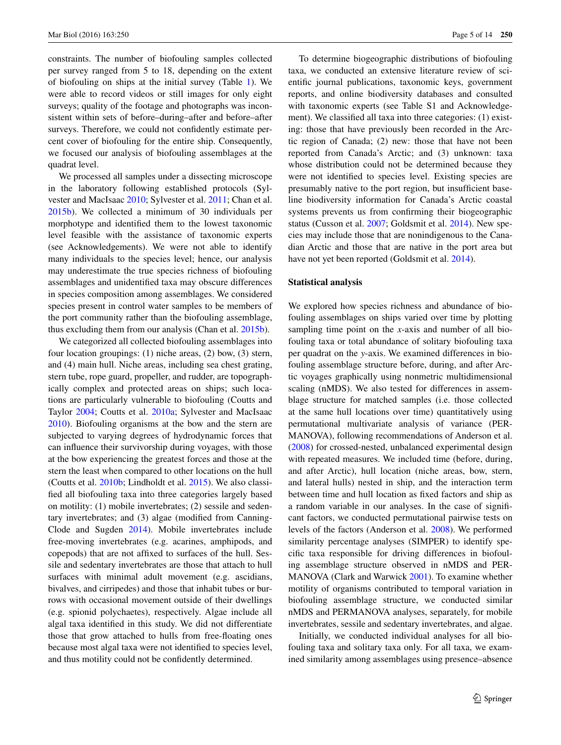constraints. The number of biofouling samples collected per survey ranged from 5 to 18, depending on the extent of biofouling on ships at the initial survey (Table 1). We were able to record videos or still images for only eight surveys; quality of the footage and photographs was inconsistent within sets of before–during–after and before–after surveys. Therefore, we could not confidently estimate percent cover of biofouling for the entire ship. Consequently, we focused our analysis of biofouling assemblages at the quadrat level.

We processed all samples under a dissecting microscope in the laboratory following established protocols (Sylvester and MacIsaac 2010; Sylvester et al. 2011; Chan et al. 2015b). We collected a minimum of 30 individuals per morphotype and identified them to the lowest taxonomic level feasible with the assistance of taxonomic experts (see Acknowledgements). We were not able to identify many individuals to the species level; hence, our analysis may underestimate the true species richness of biofouling assemblages and unidentified taxa may obscure differences in species composition among assemblages. We considered species present in control water samples to be members of the port community rather than the biofouling assemblage, thus excluding them from our analysis (Chan et al. 2015b).

We categorized all collected biofouling assemblages into four location groupings: (1) niche areas, (2) bow, (3) stern, and (4) main hull. Niche areas, including sea chest grating, stern tube, rope guard, propeller, and rudder, are topographically complex and protected areas on ships; such locations are particularly vulnerable to biofouling (Coutts and Taylor 2004; Coutts et al. 2010a; Sylvester and MacIsaac 2010). Biofouling organisms at the bow and the stern are subjected to varying degrees of hydrodynamic forces that can influence their survivorship during voyages, with those at the bow experiencing the greatest forces and those at the stern the least when compared to other locations on the hull (Coutts et al. 2010b; Lindholdt et al. 2015). We also classified all biofouling taxa into three categories largely based on motility: (1) mobile invertebrates; (2) sessile and sedentary invertebrates; and (3) algae (modified from Canning-Clode and Sugden 2014). Mobile invertebrates include free-moving invertebrates (e.g. acarines, amphipods, and copepods) that are not affixed to surfaces of the hull. Sessile and sedentary invertebrates are those that attach to hull surfaces with minimal adult movement (e.g. ascidians, bivalves, and cirripedes) and those that inhabit tubes or burrows with occasional movement outside of their dwellings (e.g. spionid polychaetes), respectively. Algae include all algal taxa identified in this study. We did not differentiate those that grow attached to hulls from free-floating ones because most algal taxa were not identified to species level, and thus motility could not be confidently determined.

To determine biogeographic distributions of biofouling taxa, we conducted an extensive literature review of scientific journal publications, taxonomic keys, government reports, and online biodiversity databases and consulted with taxonomic experts (see Table S1 and Acknowledgement). We classified all taxa into three categories: (1) existing: those that have previously been recorded in the Arctic region of Canada; (2) new: those that have not been reported from Canada's Arctic; and (3) unknown: taxa whose distribution could not be determined because they were not identified to species level. Existing species are presumably native to the port region, but insufficient baseline biodiversity information for Canada's Arctic coastal systems prevents us from confirming their biogeographic status (Cusson et al. 2007; Goldsmit et al. 2014). New species may include those that are nonindigenous to the Canadian Arctic and those that are native in the port area but have not yet been reported (Goldsmit et al. 2014).

### Statistical analysis

We explored how species richness and abundance of biofouling assemblages on ships varied over time by plotting sampling time point on the *x*-axis and number of all biofouling taxa or total abundance of solitary biofouling taxa per quadrat on the *y*-axis. We examined differences in biofouling assemblage structure before, during, and after Arctic voyages graphically using nonmetric multidimensional scaling (nMDS). We also tested for differences in assemblage structure for matched samples (i.e. those collected at the same hull locations over time) quantitatively using permutational multivariate analysis of variance (PERMANOVA), following recommendations of Anderson et al. (2008) for crossed-nested, unbalanced experimental design with repeated measures. We included time (before, during, and after Arctic), hull location (niche areas, bow, stern, and lateral hulls) nested in ship, and the interaction term between time and hull location as fixed factors and ship as a random variable in our analyses. In the case of significant factors, we conducted permutational pairwise tests on levels of the factors (Anderson et al. 2008). We performed similarity percentage analyses (SIMPER) to identify specific taxa responsible for driving differences in biofouling assemblage structure observed in nMDS and PERMANOVA (Clark and Warwick 2001). To examine whether motility of organisms contributed to temporal variation in biofouling assemblage structure, we conducted similar nMDS and PERMANOVA analyses, separately, for mobile invertebrates, sessile and sedentary invertebrates, and algae.

Initially, we conducted individual analyses for all biofouling taxa and solitary taxa only. For all taxa, we examined similarity among assemblages using presence–absence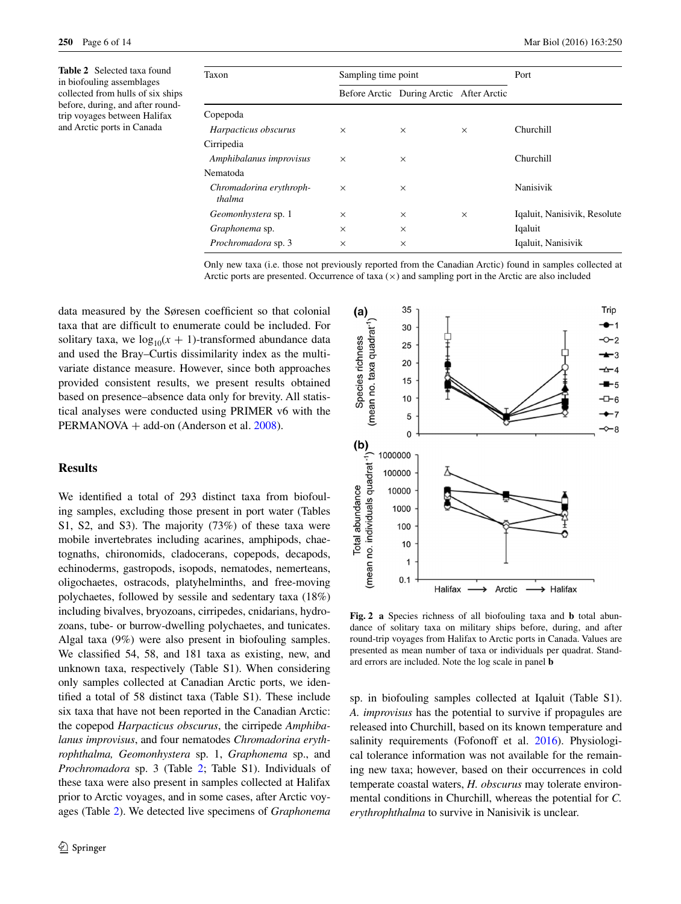**Table 2** Selected taxa found in biofouling assemblages collected from hulls of six ships before, during, and after round-trip voyages between Halifax and Arctic ports in Canada

| Taxon | Sampling time point | | | Port |
|---|---|---|---|---|
| | Before Arctic | During Arctic | After Arctic | |
| Copepoda | | | | |
| *Harpacticus obscurus* | × | × | × | Churchill |
| Cirripedia | | | | |
| *Amphibalanus improvisus* | × | × | | Churchill |
| Nematoda | | | | |
| *Chromadorina erythrophthalma* | × | × | | Nanisivik |
| *Geomonhystera* sp. 1 | × | × | × | Iqaluit, Nanisivik, Resolute |
| *Graphonema* sp. | × | × | | Iqaluit |
| *Prochromadora* sp. 3 | × | × | | Iqaluit, Nanisivik |

Only new taxa (i.e. those not previously reported from the Canadian Arctic) found in samples collected at Arctic ports are presented. Occurrence of taxa (×) and sampling port in the Arctic are also included

data measured by the Søresen coefficient so that colonial taxa that are difficult to enumerate could be included. For solitary taxa, we $\log_{10}(x + 1)$-transformed abundance data and used the Bray–Curtis dissimilarity index as the multivariate distance measure. However, since both approaches provided consistent results, we present results obtained based on presence–absence data only for brevity. All statistical analyses were conducted using PRIMER v6 with the PERMANOVA + add-on (Anderson et al. 2008).

## Results

We identified a total of 293 distinct taxa from biofouling samples, excluding those present in port water (Tables S1, S2, and S3). The majority (73%) of these taxa were mobile invertebrates including acarines, amphipods, chaetognaths, chironomids, cladocerans, copepods, decapods, echinoderms, gastropods, isopods, nematodes, nemerteans, oligochaetes, ostracods, platyhelminths, and free-moving polychaetes, followed by sessile and sedentary taxa (18%) including bivalves, bryozoans, cirripedes, cnidarians, hydrozoans, tube- or burrow-dwelling polychaetes, and tunicates. Algal taxa (9%) were also present in biofouling samples. We classified 54, 58, and 181 taxa as existing, new, and unknown taxa, respectively (Table S1). When considering only samples collected at Canadian Arctic ports, we identified a total of 58 distinct taxa (Table S1). These include six taxa that have not been reported in the Canadian Arctic: the copepod *Harpacticus obscurus*, the cirripede *Amphibalanus improvisus*, and four nematodes *Chromadorina erythrophthalma, Geomonhystera* sp. 1, *Graphonema* sp., and *Prochromadora* sp. 3 (Table 2; Table S1). Individuals of these taxa were also present in samples collected at Halifax prior to Arctic voyages, and in some cases, after Arctic voyages (Table 2). We detected live specimens of *Graphonema* sp. in biofouling samples collected at Iqaluit (Table S1). *A. improvisus* has the potential to survive if propagules are released into Churchill, based on its known temperature and salinity requirements (Fofonoff et al. 2016). Physiological tolerance information was not available for the remaining new taxa; however, based on their occurrences in cold temperate coastal waters, *H. obscurus* may tolerate environmental conditions in Churchill, whereas the potential for *C. erythrophthalma* to survive in Nanisivik is unclear.

**Fig. 2** **a** Species richness of all biofouling taxa and **b** total abundance of solitary taxa on military ships before, during, and after round-trip voyages from Halifax to Arctic ports in Canada. Values are presented as mean number of taxa or individuals per quadrat. Standard errors are included. Note the log scale in panel **b**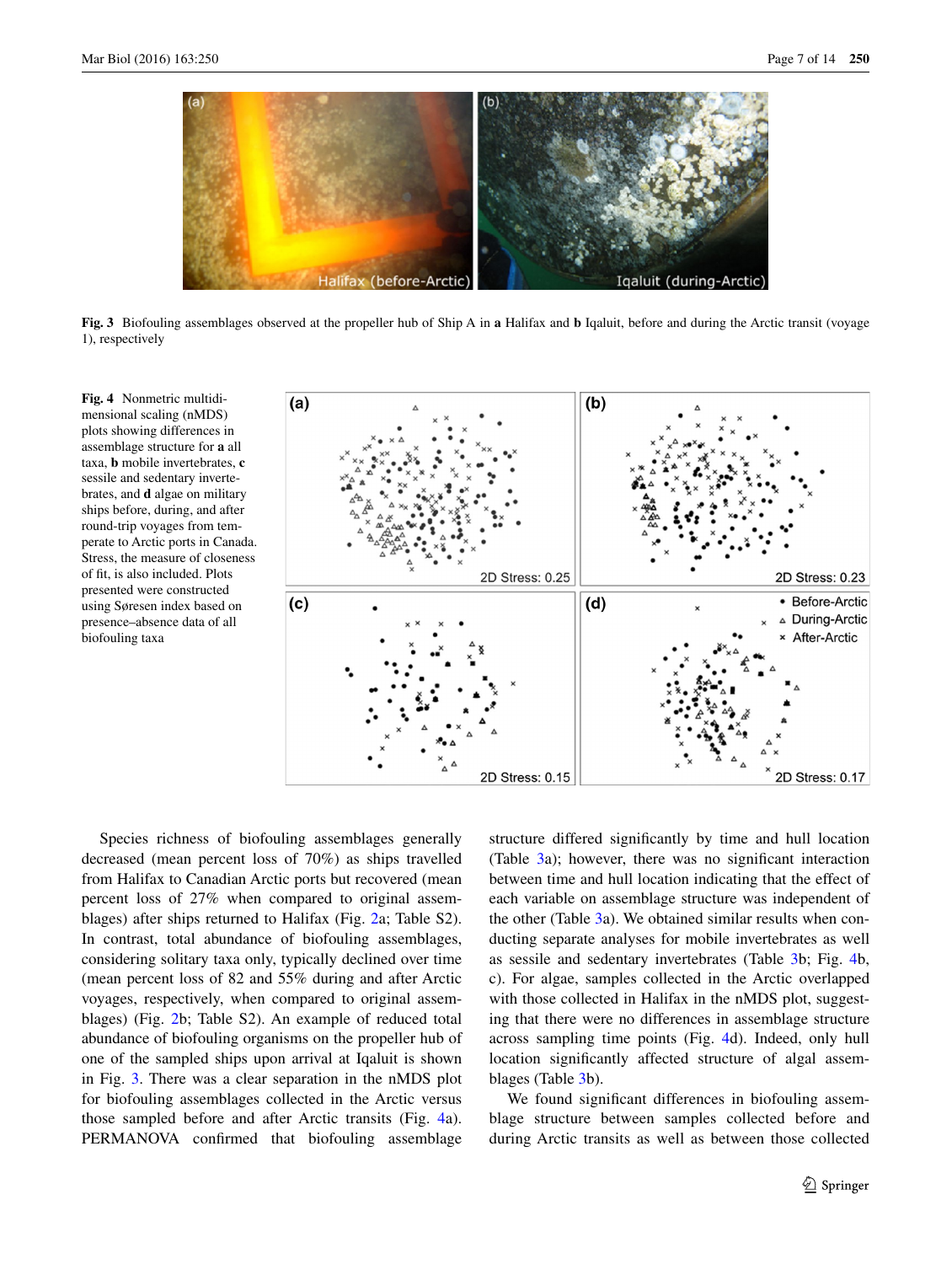**Fig. 3** Biofouling assemblages observed at the propeller hub of Ship A in **a** Halifax and **b** Iqaluit, before and during the Arctic transit (voyage 1), respectively

**Fig. 4** Nonmetric multidimensional scaling (nMDS) plots showing differences in assemblage structure for **a** all taxa, **b** mobile invertebrates, **c** sessile and sedentary invertebrates, and **d** algae on military ships before, during, and after round-trip voyages from temperate to Arctic ports in Canada. Stress, the measure of closeness of fit, is also included. Plots presented were constructed using Sørensen index based on presence–absence data of all biofouling taxa

Species richness of biofouling assemblages generally decreased (mean percent loss of 70%) as ships travelled from Halifax to Canadian Arctic ports but recovered (mean percent loss of 27% when compared to original assemblages) after ships returned to Halifax (Fig. 2a; Table S2). In contrast, total abundance of biofouling assemblages, considering solitary taxa only, typically declined over time (mean percent loss of 82 and 55% during and after Arctic voyages, respectively, when compared to original assemblages) (Fig. 2b; Table S2). An example of reduced total abundance of biofouling organisms on the propeller hub of one of the sampled ships upon arrival at Iqaluit is shown in Fig. 3. There was a clear separation in the nMDS plot for biofouling assemblages collected in the Arctic versus those sampled before and after Arctic transits (Fig. 4a). PERMANOVA confirmed that biofouling assemblage structure differed significantly by time and hull location (Table 3a); however, there was no significant interaction between time and hull location indicating that the effect of each variable on assemblage structure was independent of the other (Table 3a). We obtained similar results when conducting separate analyses for mobile invertebrates as well as sessile and sedentary invertebrates (Table 3b; Fig. 4b, c). For algae, samples collected in the Arctic overlapped with those collected in Halifax in the nMDS plot, suggesting that there were no differences in assemblage structure across sampling time points (Fig. 4d). Indeed, only hull location significantly affected structure of algal assemblages (Table 3b).

We found significant differences in biofouling assemblage structure between samples collected before and during Arctic transits as well as between those collected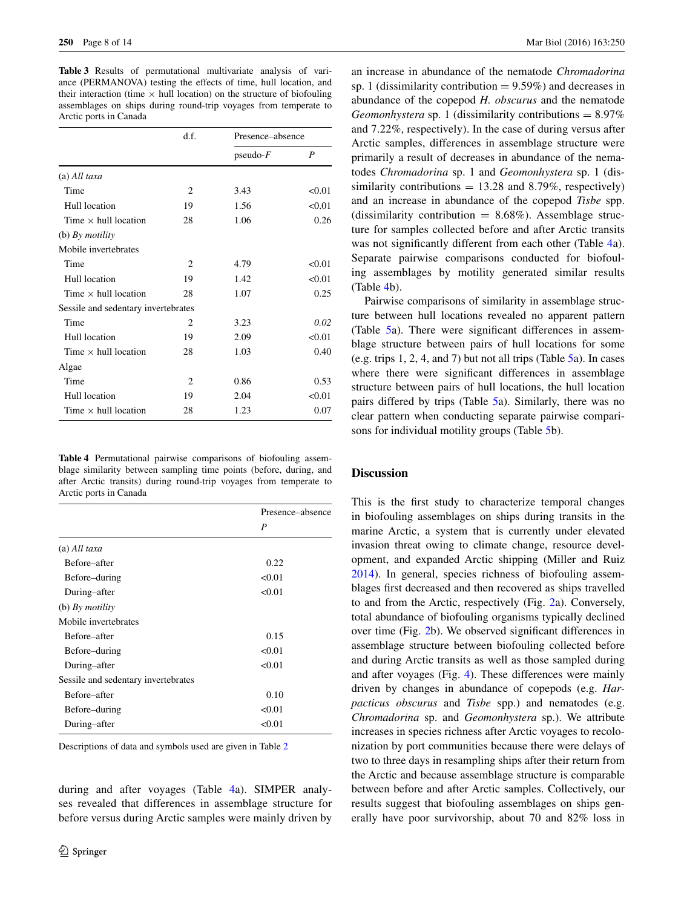**Table 3** Results of permutational multivariate analysis of variance (PERMANOVA) testing the effects of time, hull location, and their interaction (time × hull location) on the structure of biofouling assemblages on ships during round-trip voyages from temperate to Arctic ports in Canada

| | d.f. | Presence–absence | |
|---|---|---|---|
| | | pseudo-*F* | *P* |
| (a) *All taxa* | | | |
| Time | 2 | 3.43 | <0.01 |
| Hull location | 19 | 1.56 | <0.01 |
| Time × hull location | 28 | 1.06 | 0.26 |
| (b) *By motility* | | | |
| Mobile invertebrates | | | |
| Time | 2 | 4.79 | <0.01 |
| Hull location | 19 | 1.42 | <0.01 |
| Time × hull location | 28 | 1.07 | 0.25 |
| Sessile and sedentary invertebrates | | | |
| Time | 2 | 3.23 | *0.02* |
| Hull location | 19 | 2.09 | <0.01 |
| Time × hull location | 28 | 1.03 | 0.40 |
| Algae | | | |
| Time | 2 | 0.86 | 0.53 |
| Hull location | 19 | 2.04 | <0.01 |
| Time × hull location | 28 | 1.23 | 0.07 |

**Table 4** Permutational pairwise comparisons of biofouling assemblage similarity between sampling time points (before, during, and after Arctic transits) during round-trip voyages from temperate to Arctic ports in Canada

| | Presence–absence |
|---|---|
| | *P* |
| (a) *All taxa* | |
| Before–after | 0.22 |
| Before–during | <0.01 |
| During–after | <0.01 |
| (b) *By motility* | |
| Mobile invertebrates | |
| Before–after | 0.15 |
| Before–during | <0.01 |
| During–after | <0.01 |
| Sessile and sedentary invertebrates | |
| Before–after | 0.10 |
| Before–during | <0.01 |
| During–after | <0.01 |

Descriptions of data and symbols used are given in Table 2

during and after voyages (Table 4a). SIMPER analyses revealed that differences in assemblage structure for before versus during Arctic samples were mainly driven by an increase in abundance of the nematode *Chromadorina* sp. 1 (dissimilarity contribution = 9.59%) and decreases in abundance of the copepod *H. obscurus* and the nematode *Geomonhystera* sp. 1 (dissimilarity contributions = 8.97% and 7.22%, respectively). In the case of during versus after Arctic samples, differences in assemblage structure were primarily a result of decreases in abundance of the nematodes *Chromadorina* sp. 1 and *Geomonhystera* sp. 1 (dissimilarity contributions = 13.28 and 8.79%, respectively) and an increase in abundance of the copepod *Tisbe* spp. (dissimilarity contribution = 8.68%). Assemblage structure for samples collected before and after Arctic transits was not significantly different from each other (Table 4a). Separate pairwise comparisons conducted for biofouling assemblages by motility generated similar results (Table 4b).

Pairwise comparisons of similarity in assemblage structure between hull locations revealed no apparent pattern (Table 5a). There were significant differences in assemblage structure between pairs of hull locations for some (e.g. trips 1, 2, 4, and 7) but not all trips (Table 5a). In cases where there were significant differences in assemblage structure between pairs of hull locations, the hull location pairs differed by trips (Table 5a). Similarly, there was no clear pattern when conducting separate pairwise comparisons for individual motility groups (Table 5b).

## Discussion

This is the first study to characterize temporal changes in biofouling assemblages on ships during transits in the marine Arctic, a system that is currently under elevated invasion threat owing to climate change, resource development, and expanded Arctic shipping (Miller and Ruiz 2014). In general, species richness of biofouling assemblages first decreased and then recovered as ships travelled to and from the Arctic, respectively (Fig. 2a). Conversely, total abundance of biofouling organisms typically declined over time (Fig. 2b). We observed significant differences in assemblage structure between biofouling collected before and during Arctic transits as well as those sampled during and after voyages (Fig. 4). These differences were mainly driven by changes in abundance of copepods (e.g. *Harpacticus obscurus* and *Tisbe* spp.) and nematodes (e.g. *Chromadorina* sp. and *Geomonhystera* sp.). We attribute increases in species richness after Arctic voyages to recolonization by port communities because there were delays of two to three days in resampling ships after their return from the Arctic and because assemblage structure is comparable between before and after Arctic samples. Collectively, our results suggest that biofouling assemblages on ships generally have poor survivorship, about 70 and 82% loss in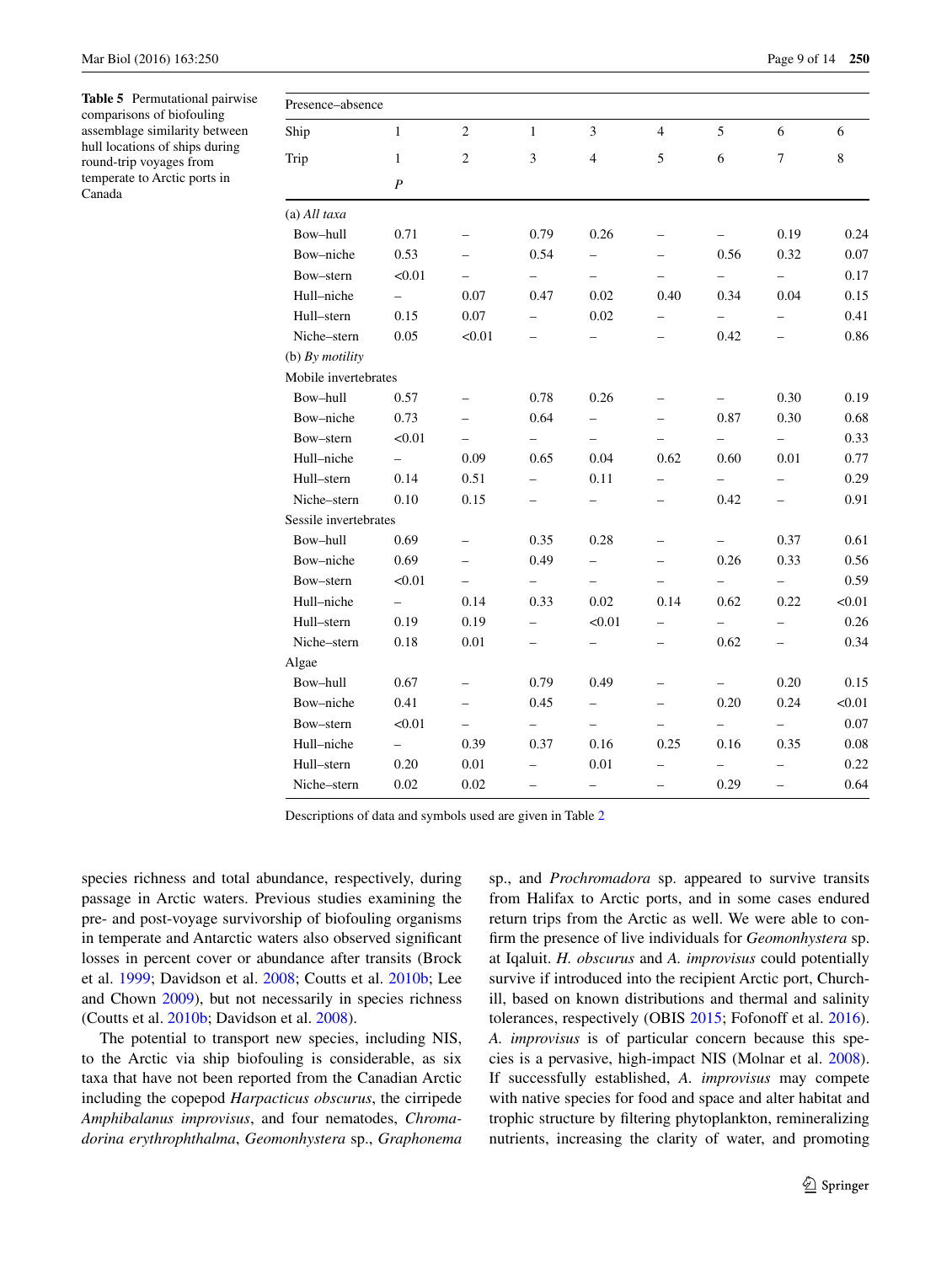**Table 5** Permutational pairwise comparisons of biofouling assemblage similarity between hull locations of ships during round-trip voyages from temperate to Arctic ports in Canada

| Presence–absence | | | | | | | | |
|---|---|---|---|---|---|---|---|---|
| Ship | 1 | 2 | 1 | 3 | 4 | 5 | 6 | 6 |
| Trip | 1 | 2 | 3 | 4 | 5 | 6 | 7 | 8 |
| | *P* | | | | | | | |
| (a) *All taxa* | | | | | | | | |
| Bow–hull | 0.71 | – | 0.79 | 0.26 | – | – | 0.19 | 0.24 |
| Bow–niche | 0.53 | – | 0.54 | – | – | 0.56 | 0.32 | 0.07 |
| Bow–stern | <0.01 | – | – | – | – | – | – | 0.17 |
| Hull–niche | – | 0.07 | 0.47 | 0.02 | 0.40 | 0.34 | 0.04 | 0.15 |
| Hull–stern | 0.15 | 0.07 | – | 0.02 | – | – | – | 0.41 |
| Niche–stern | 0.05 | <0.01 | – | – | – | 0.42 | – | 0.86 |
| (b) *By motility* | | | | | | | | |
| Mobile invertebrates | | | | | | | | |
| Bow–hull | 0.57 | – | 0.78 | 0.26 | – | – | 0.30 | 0.19 |
| Bow–niche | 0.73 | – | 0.64 | – | – | 0.87 | 0.30 | 0.68 |
| Bow–stern | <0.01 | – | – | – | – | – | – | 0.33 |
| Hull–niche | – | 0.09 | 0.65 | 0.04 | 0.62 | 0.60 | 0.01 | 0.77 |
| Hull–stern | 0.14 | 0.51 | – | 0.11 | – | – | – | 0.29 |
| Niche–stern | 0.10 | 0.15 | – | – | – | 0.42 | – | 0.91 |
| Sessile invertebrates | | | | | | | | |
| Bow–hull | 0.69 | – | 0.35 | 0.28 | – | – | 0.37 | 0.61 |
| Bow–niche | 0.69 | – | 0.49 | – | – | 0.26 | 0.33 | 0.56 |
| Bow–stern | <0.01 | – | – | – | – | – | – | 0.59 |
| Hull–niche | – | 0.14 | 0.33 | 0.02 | 0.14 | 0.62 | 0.22 | <0.01 |
| Hull–stern | 0.19 | 0.19 | – | <0.01 | – | – | – | 0.26 |
| Niche–stern | 0.18 | 0.01 | – | – | – | 0.62 | – | 0.34 |
| Algae | | | | | | | | |
| Bow–hull | 0.67 | – | 0.79 | 0.49 | – | – | 0.20 | 0.15 |
| Bow–niche | 0.41 | – | 0.45 | – | – | 0.20 | 0.24 | <0.01 |
| Bow–stern | <0.01 | – | – | – | – | – | – | 0.07 |
| Hull–niche | – | 0.39 | 0.37 | 0.16 | 0.25 | 0.16 | 0.35 | 0.08 |
| Hull–stern | 0.20 | 0.01 | – | 0.01 | – | – | – | 0.22 |
| Niche–stern | 0.02 | 0.02 | – | – | – | 0.29 | – | 0.64 |

Descriptions of data and symbols used are given in Table 2

species richness and total abundance, respectively, during passage in Arctic waters. Previous studies examining the pre- and post-voyage survivorship of biofouling organisms in temperate and Antarctic waters also observed significant losses in percent cover or abundance after transits (Brock et al. 1999; Davidson et al. 2008; Coutts et al. 2010b; Lee and Chown 2009), but not necessarily in species richness (Coutts et al. 2010b; Davidson et al. 2008).

The potential to transport new species, including NIS, to the Arctic via ship biofouling is considerable, as six taxa that have not been reported from the Canadian Arctic including the copepod *Harpacticus obscurus*, the cirripede *Amphibalanus improvisus*, and four nematodes, *Chromadorina erythrophthalma*, *Geomonhystera* sp., *Graphonema* sp., and *Prochromadora* sp. appeared to survive transits from Halifax to Arctic ports, and in some cases endured return trips from the Arctic as well. We were able to confirm the presence of live individuals for *Geomonhystera* sp. at Iqaluit. *H. obscurus* and *A. improvisus* could potentially survive if introduced into the recipient Arctic port, Churchill, based on known distributions and thermal and salinity tolerances, respectively (OBIS 2015; Fofonoff et al. 2016). *A. improvisus* is of particular concern because this species is a pervasive, high-impact NIS (Molnar et al. 2008). If successfully established, *A. improvisus* may compete with native species for food and space and alter habitat and trophic structure by filtering phytoplankton, remineralizing nutrients, increasing the clarity of water, and promoting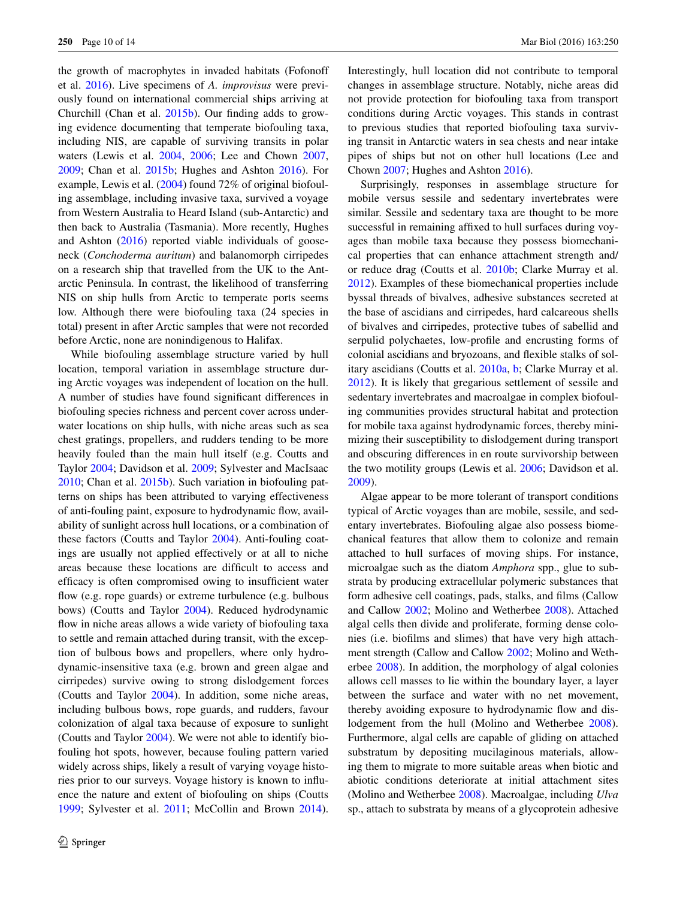the growth of macrophytes in invaded habitats (Fofonoff et al. 2016). Live specimens of *A. improvisus* were previously found on international commercial ships arriving at Churchill (Chan et al. 2015b). Our finding adds to growing evidence documenting that temperate biofouling taxa, including NIS, are capable of surviving transits in polar waters (Lewis et al. 2004, 2006; Lee and Chown 2007, 2009; Chan et al. 2015b; Hughes and Ashton 2016). For example, Lewis et al. (2004) found 72% of original biofouling assemblage, including invasive taxa, survived a voyage from Western Australia to Heard Island (sub-Antarctic) and then back to Australia (Tasmania). More recently, Hughes and Ashton (2016) reported viable individuals of gooseneck (*Conchoderma auritum*) and balanomorph cirripedes on a research ship that travelled from the UK to the Antarctic Peninsula. In contrast, the likelihood of transferring NIS on ship hulls from Arctic to temperate ports seems low. Although there were biofouling taxa (24 species in total) present in after Arctic samples that were not recorded before Arctic, none are nonindigenous to Halifax.

While biofouling assemblage structure varied by hull location, temporal variation in assemblage structure during Arctic voyages was independent of location on the hull. A number of studies have found significant differences in biofouling species richness and percent cover across underwater locations on ship hulls, with niche areas such as sea chest gratings, propellers, and rudders tending to be more heavily fouled than the main hull itself (e.g. Coutts and Taylor 2004; Davidson et al. 2009; Sylvester and MacIsaac 2010; Chan et al. 2015b). Such variation in biofouling patterns on ships has been attributed to varying effectiveness of anti-fouling paint, exposure to hydrodynamic flow, availability of sunlight across hull locations, or a combination of these factors (Coutts and Taylor 2004). Anti-fouling coatings are usually not applied effectively or at all to niche areas because these locations are difficult to access and efficacy is often compromised owing to insufficient water flow (e.g. rope guards) or extreme turbulence (e.g. bulbous bows) (Coutts and Taylor 2004). Reduced hydrodynamic flow in niche areas allows a wide variety of biofouling taxa to settle and remain attached during transit, with the exception of bulbous bows and propellers, where only hydrodynamic-insensitive taxa (e.g. brown and green algae and cirripedes) survive owing to strong dislodgement forces (Coutts and Taylor 2004). In addition, some niche areas, including bulbous bows, rope guards, and rudders, favour colonization of algal taxa because of exposure to sunlight (Coutts and Taylor 2004). We were not able to identify biofouling hot spots, however, because fouling pattern varied widely across ships, likely a result of varying voyage histories prior to our surveys. Voyage history is known to influence the nature and extent of biofouling on ships (Coutts 1999; Sylvester et al. 2011; McCollin and Brown 2014). Interestingly, hull location did not contribute to temporal changes in assemblage structure. Notably, niche areas did not provide protection for biofouling taxa from transport conditions during Arctic voyages. This stands in contrast to previous studies that reported biofouling taxa surviving transit in Antarctic waters in sea chests and near intake pipes of ships but not on other hull locations (Lee and Chown 2007; Hughes and Ashton 2016).

Surprisingly, responses in assemblage structure for mobile versus sessile and sedentary invertebrates were similar. Sessile and sedentary taxa are thought to be more successful in remaining affixed to hull surfaces during voyages than mobile taxa because they possess biomechanical properties that can enhance attachment strength and/or reduce drag (Coutts et al. 2010b; Clarke Murray et al. 2012). Examples of these biomechanical properties include byssal threads of bivalves, adhesive substances secreted at the base of ascidians and cirripedes, hard calcareous shells of bivalves and cirripedes, protective tubes of sabellid and serpulid polychaetes, low-profile and encrusting forms of colonial ascidians and bryozoans, and flexible stalks of solitary ascidians (Coutts et al. 2010a, b; Clarke Murray et al. 2012). It is likely that gregarious settlement of sessile and sedentary invertebrates and macroalgae in complex biofouling communities provides structural habitat and protection for mobile taxa against hydrodynamic forces, thereby minimizing their susceptibility to dislodgement during transport and obscuring differences in en route survivorship between the two motility groups (Lewis et al. 2006; Davidson et al. 2009).

Algae appear to be more tolerant of transport conditions typical of Arctic voyages than are mobile, sessile, and sedentary invertebrates. Biofouling algae also possess biomechanical features that allow them to colonize and remain attached to hull surfaces of moving ships. For instance, microalgae such as the diatom *Amphora* spp., glue to substrata by producing extracellular polymeric substances that form adhesive cell coatings, pads, stalks, and films (Callow and Callow 2002; Molino and Wetherbee 2008). Attached algal cells then divide and proliferate, forming dense colonies (i.e. biofilms and slimes) that have very high attachment strength (Callow and Callow 2002; Molino and Wetherbee 2008). In addition, the morphology of algal colonies allows cell masses to lie within the boundary layer, a layer between the surface and water with no net movement, thereby avoiding exposure to hydrodynamic flow and dislodgement from the hull (Molino and Wetherbee 2008). Furthermore, algal cells are capable of gliding on attached substratum by depositing mucilaginous materials, allowing them to migrate to more suitable areas when biotic and abiotic conditions deteriorate at initial attachment sites (Molino and Wetherbee 2008). Macroalgae, including *Ulva* sp., attach to substrata by means of a glycoprotein adhesive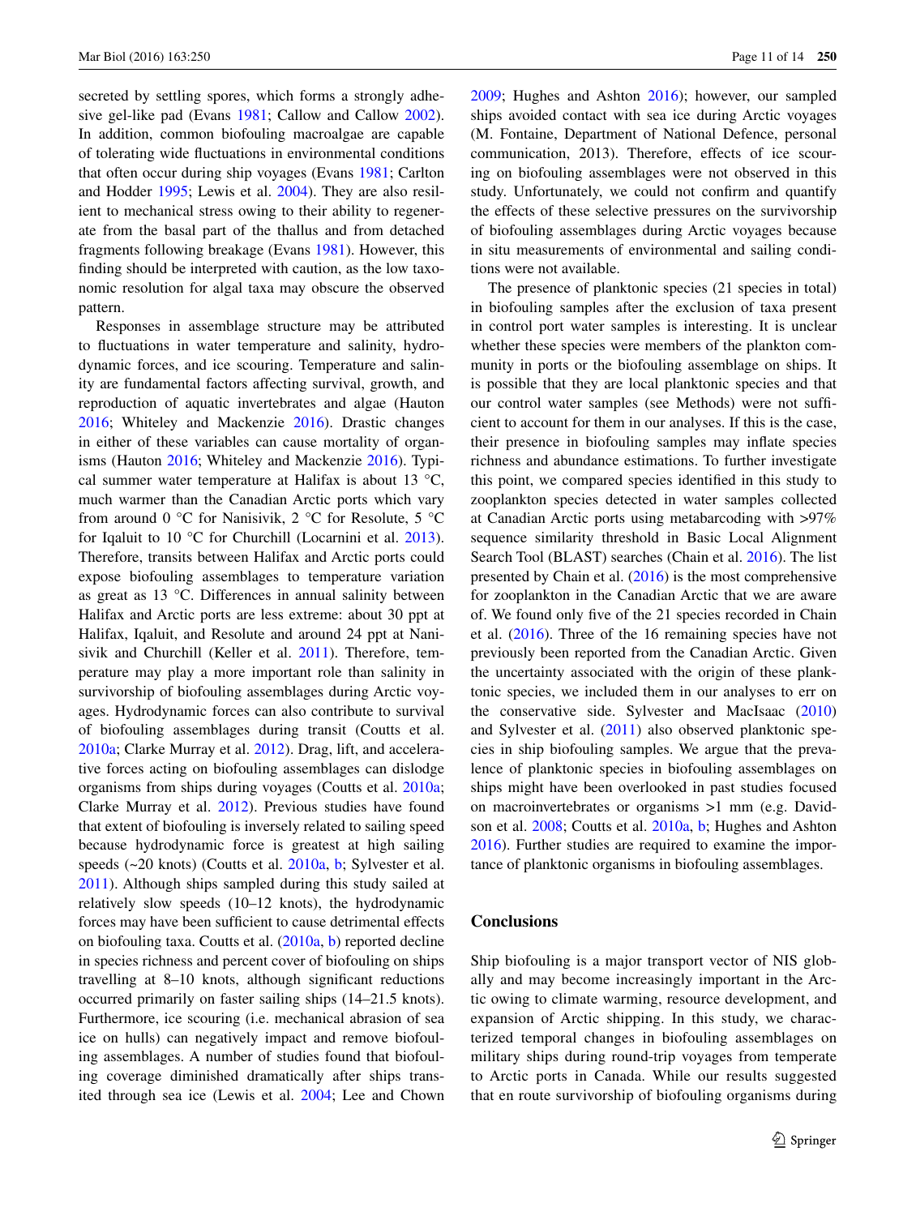secreted by settling spores, which forms a strongly adhesive gel-like pad (Evans 1981; Callow and Callow 2002). In addition, common biofouling macroalgae are capable of tolerating wide fluctuations in environmental conditions that often occur during ship voyages (Evans 1981; Carlton and Hodder 1995; Lewis et al. 2004). They are also resilient to mechanical stress owing to their ability to regenerate from the basal part of the thallus and from detached fragments following breakage (Evans 1981). However, this finding should be interpreted with caution, as the low taxonomic resolution for algal taxa may obscure the observed pattern.

Responses in assemblage structure may be attributed to fluctuations in water temperature and salinity, hydrodynamic forces, and ice scouring. Temperature and salinity are fundamental factors affecting survival, growth, and reproduction of aquatic invertebrates and algae (Hauton 2016; Whiteley and Mackenzie 2016). Drastic changes in either of these variables can cause mortality of organisms (Hauton 2016; Whiteley and Mackenzie 2016). Typical summer water temperature at Halifax is about 13 °C, much warmer than the Canadian Arctic ports which vary from around 0 °C for Nanisivik, 2 °C for Resolute, 5 °C for Iqaluit to 10 °C for Churchill (Locarnini et al. 2013). Therefore, transits between Halifax and Arctic ports could expose biofouling assemblages to temperature variation as great as 13 °C. Differences in annual salinity between Halifax and Arctic ports are less extreme: about 30 ppt at Halifax, Iqaluit, and Resolute and around 24 ppt at Nanisivik and Churchill (Keller et al. 2011). Therefore, temperature may play a more important role than salinity in survivorship of biofouling assemblages during Arctic voyages. Hydrodynamic forces can also contribute to survival of biofouling assemblages during transit (Coutts et al. 2010a; Clarke Murray et al. 2012). Drag, lift, and accelerative forces acting on biofouling assemblages can dislodge organisms from ships during voyages (Coutts et al. 2010a; Clarke Murray et al. 2012). Previous studies have found that extent of biofouling is inversely related to sailing speed because hydrodynamic force is greatest at high sailing speeds (~20 knots) (Coutts et al. 2010a, b; Sylvester et al. 2011). Although ships sampled during this study sailed at relatively slow speeds (10–12 knots), the hydrodynamic forces may have been sufficient to cause detrimental effects on biofouling taxa. Coutts et al. (2010a, b) reported decline in species richness and percent cover of biofouling on ships travelling at 8–10 knots, although significant reductions occurred primarily on faster sailing ships (14–21.5 knots). Furthermore, ice scouring (i.e. mechanical abrasion of sea ice on hulls) can negatively impact and remove biofouling assemblages. A number of studies found that biofouling coverage diminished dramatically after ships transited through sea ice (Lewis et al. 2004; Lee and Chown 2009; Hughes and Ashton 2016); however, our sampled ships avoided contact with sea ice during Arctic voyages (M. Fontaine, Department of National Defence, personal communication, 2013). Therefore, effects of ice scouring on biofouling assemblages were not observed in this study. Unfortunately, we could not confirm and quantify the effects of these selective pressures on the survivorship of biofouling assemblages during Arctic voyages because in situ measurements of environmental and sailing conditions were not available.

The presence of planktonic species (21 species in total) in biofouling samples after the exclusion of taxa present in control port water samples is interesting. It is unclear whether these species were members of the plankton community in ports or the biofouling assemblage on ships. It is possible that they are local planktonic species and that our control water samples (see Methods) were not sufficient to account for them in our analyses. If this is the case, their presence in biofouling samples may inflate species richness and abundance estimations. To further investigate this point, we compared species identified in this study to zooplankton species detected in water samples collected at Canadian Arctic ports using metabarcoding with >97% sequence similarity threshold in Basic Local Alignment Search Tool (BLAST) searches (Chain et al. 2016). The list presented by Chain et al. (2016) is the most comprehensive for zooplankton in the Canadian Arctic that we are aware of. We found only five of the 21 species recorded in Chain et al. (2016). Three of the 16 remaining species have not previously been reported from the Canadian Arctic. Given the uncertainty associated with the origin of these planktonic species, we included them in our analyses to err on the conservative side. Sylvester and MacIsaac (2010) and Sylvester et al. (2011) also observed planktonic species in ship biofouling samples. We argue that the prevalence of planktonic species in biofouling assemblages on ships might have been overlooked in past studies focused on macroinvertebrates or organisms >1 mm (e.g. Davidson et al. 2008; Coutts et al. 2010a, b; Hughes and Ashton 2016). Further studies are required to examine the importance of planktonic organisms in biofouling assemblages.

## Conclusions

Ship biofouling is a major transport vector of NIS globally and may become increasingly important in the Arctic owing to climate warming, resource development, and expansion of Arctic shipping. In this study, we characterized temporal changes in biofouling assemblages on military ships during round-trip voyages from temperate to Arctic ports in Canada. While our results suggested that en route survivorship of biofouling organisms during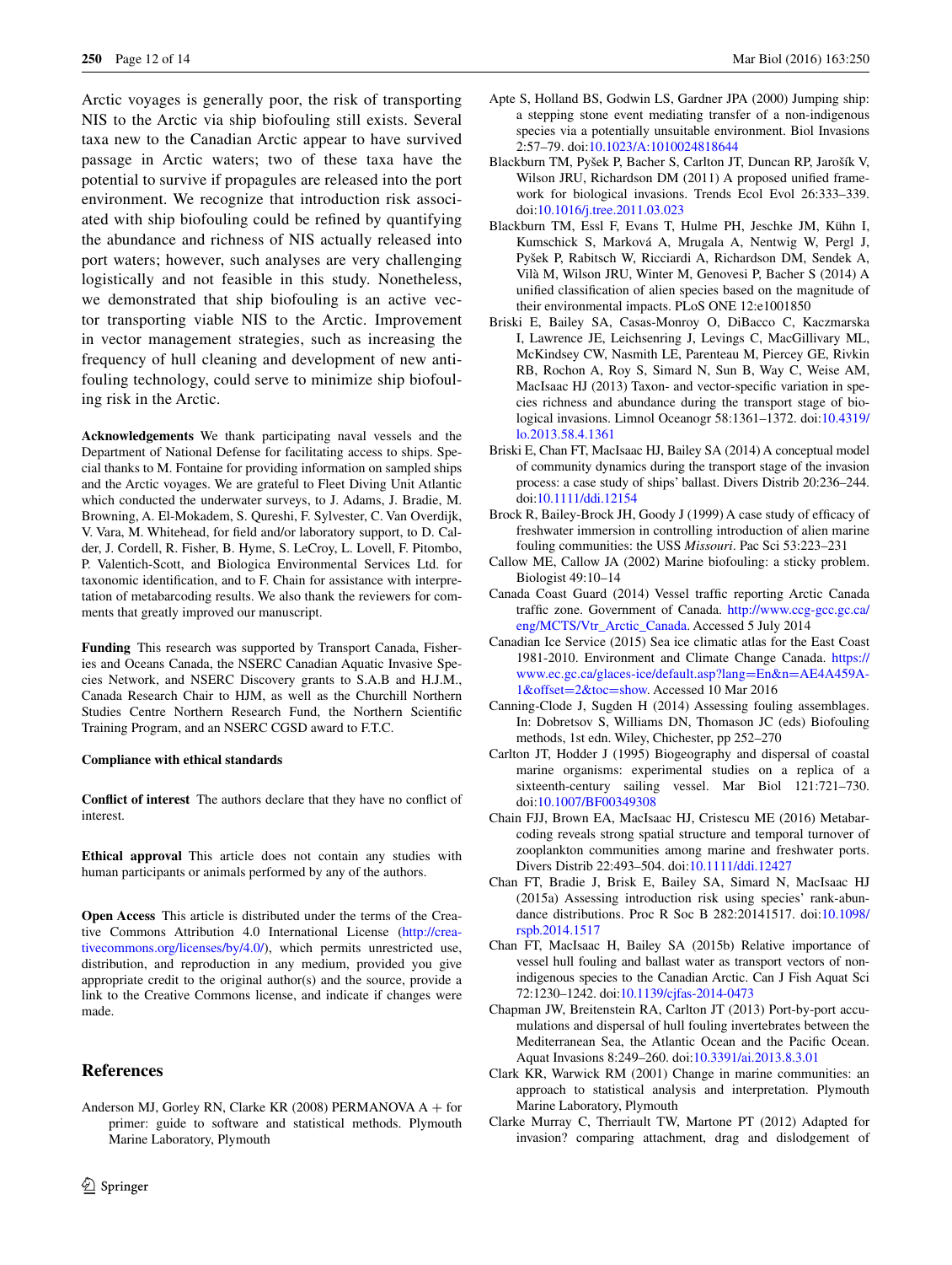Arctic voyages is generally poor, the risk of transporting NIS to the Arctic via ship biofouling still exists. Several taxa new to the Canadian Arctic appear to have survived passage in Arctic waters; two of these taxa have the potential to survive if propagules are released into the port environment. We recognize that introduction risk associated with ship biofouling could be refined by quantifying the abundance and richness of NIS actually released into port waters; however, such analyses are very challenging logistically and not feasible in this study. Nonetheless, we demonstrated that ship biofouling is an active vector transporting viable NIS to the Arctic. Improvement in vector management strategies, such as increasing the frequency of hull cleaning and development of new antifouling technology, could serve to minimize ship biofouling risk in the Arctic.

**Acknowledgements** We thank participating naval vessels and the Department of National Defense for facilitating access to ships. Special thanks to M. Fontaine for providing information on sampled ships and the Arctic voyages. We are grateful to Fleet Diving Unit Atlantic which conducted the underwater surveys, to J. Adams, J. Bradie, M. Browning, A. El-Mokadem, S. Qureshi, F. Sylvester, C. Van Overdijk, V. Vara, M. Whitehead, for field and/or laboratory support, to D. Calder, J. Cordell, R. Fisher, B. Hyme, S. LeCroy, L. Lovell, F. Pitombo, P. Valentich-Scott, and Biologica Environmental Services Ltd. for taxonomic identification, and to F. Chain for assistance with interpretation of metabarcoding results. We also thank the reviewers for comments that greatly improved our manuscript.

**Funding** This research was supported by Transport Canada, Fisheries and Oceans Canada, the NSERC Canadian Aquatic Invasive Species Network, and NSERC Discovery grants to S.A.B and H.J.M., Canada Research Chair to HJM, as well as the Churchill Northern Studies Centre Northern Research Fund, the Northern Scientific Training Program, and an NSERC CGSD award to F.T.C.

**Compliance with ethical standards**

**Conflict of interest** The authors declare that they have no conflict of interest.

**Ethical approval** This article does not contain any studies with human participants or animals performed by any of the authors.

**Open Access** This article is distributed under the terms of the Creative Commons Attribution 4.0 International License (http://creativecommons.org/licenses/by/4.0/), which permits unrestricted use, distribution, and reproduction in any medium, provided you give appropriate credit to the original author(s) and the source, provide a link to the Creative Commons license, and indicate if changes were made.

## References

Anderson MJ, Gorley RN, Clarke KR (2008) PERMANOVA A + for primer: guide to software and statistical methods. Plymouth Marine Laboratory, Plymouth

Apte S, Holland BS, Godwin LS, Gardner JPA (2000) Jumping ship: a stepping stone event mediating transfer of a non-indigenous species via a potentially unsuitable environment. Biol Invasions 2:57–79. doi:10.1023/A:1010024818644

Blackburn TM, Pyšek P, Bacher S, Carlton JT, Duncan RP, Jarošík V, Wilson JRU, Richardson DM (2011) A proposed unified framework for biological invasions. Trends Ecol Evol 26:333–339. doi:10.1016/j.tree.2011.03.023

Blackburn TM, Essl F, Evans T, Hulme PH, Jeschke JM, Kühn I, Kumschick S, Marková A, Mrugala A, Nentwig W, Pergl J, Pyšek P, Rabitsch W, Ricciardi A, Richardson DM, Sendek A, Vilà M, Wilson JRU, Winter M, Genovesi P, Bacher S (2014) A unified classification of alien species based on the magnitude of their environmental impacts. PLoS ONE 12:e1001850

Briski E, Bailey SA, Casas-Monroy O, DiBacco C, Kaczmarska I, Lawrence JE, Leichsenring J, Levings C, MacGillivary ML, McKindsey CW, Nasmith LE, Parenteau M, Piercey GE, Rivkin RB, Rochon A, Roy S, Simard N, Sun B, Way C, Weise AM, MacIsaac HJ (2013) Taxon- and vector-specific variation in species richness and abundance during the transport stage of biological invasions. Limnol Oceanogr 58:1361–1372. doi:10.4319/lo.2013.58.4.1361

Briski E, Chan FT, MacIsaac HJ, Bailey SA (2014) A conceptual model of community dynamics during the transport stage of the invasion process: a case study of ships' ballast. Divers Distrib 20:236–244. doi:10.1111/ddi.12154

Brock R, Bailey-Brock JH, Goody J (1999) A case study of efficacy of freshwater immersion in controlling introduction of alien marine fouling communities: the USS *Missouri*. Pac Sci 53:223–231

Callow ME, Callow JA (2002) Marine biofouling: a sticky problem. Biologist 49:10–14

Canada Coast Guard (2014) Vessel traffic reporting Arctic Canada traffic zone. Government of Canada. http://www.ccg-gcc.gc.ca/eng/MCTS/Vtr_Arctic_Canada. Accessed 5 July 2014

Canadian Ice Service (2015) Sea ice climatic atlas for the East Coast 1981-2010. Environment and Climate Change Canada. https://www.ec.gc.ca/glaces-ice/default.asp?lang=En&n=AE4A459A-1&offset=2&toc=show. Accessed 10 Mar 2016

Canning-Clode J, Sugden H (2014) Assessing fouling assemblages. In: Dobretsov S, Williams DN, Thomason JC (eds) Biofouling methods, 1st edn. Wiley, Chichester, pp 252–270

Carlton JT, Hodder J (1995) Biogeography and dispersal of coastal marine organisms: experimental studies on a replica of a sixteenth-century sailing vessel. Mar Biol 121:721–730. doi:10.1007/BF00349308

Chain FJJ, Brown EA, MacIsaac HJ, Cristescu ME (2016) Metabarcoding reveals strong spatial structure and temporal turnover of zooplankton communities among marine and freshwater ports. Divers Distrib 22:493–504. doi:10.1111/ddi.12427

Chan FT, Bradie J, Brisk E, Bailey SA, Simard N, MacIsaac HJ (2015a) Assessing introduction risk using species' rank-abundance distributions. Proc R Soc B 282:20141517. doi:10.1098/rspb.2014.1517

Chan FT, MacIsaac H, Bailey SA (2015b) Relative importance of vessel hull fouling and ballast water as transport vectors of nonindigenous species to the Canadian Arctic. Can J Fish Aquat Sci 72:1230–1242. doi:10.1139/cjfas-2014-0473

Chapman JW, Breitenstein RA, Carlton JT (2013) Port-by-port accumulations and dispersal of hull fouling invertebrates between the Mediterranean Sea, the Atlantic Ocean and the Pacific Ocean. Aquat Invasions 8:249–260. doi:10.3391/ai.2013.8.3.01

Clark KR, Warwick RM (2001) Change in marine communities: an approach to statistical analysis and interpretation. Plymouth Marine Laboratory, Plymouth

Clarke Murray C, Therriault TW, Martone PT (2012) Adapted for invasion? comparing attachment, drag and dislodgement of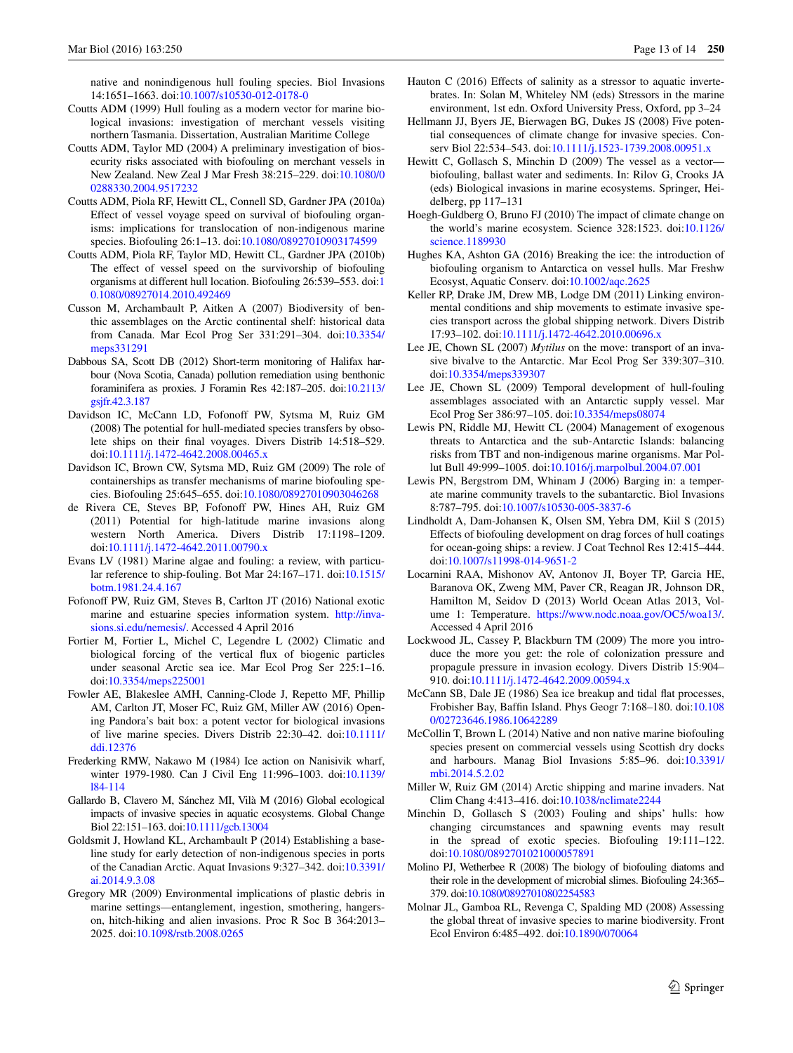native and nonindigenous hull fouling species. Biol Invasions 14:1651–1663. doi:10.1007/s10530-012-0178-0

Coutts ADM (1999) Hull fouling as a modern vector for marine biological invasions: investigation of merchant vessels visiting northern Tasmania. Dissertation, Australian Maritime College

Coutts ADM, Taylor MD (2004) A preliminary investigation of biosecurity risks associated with biofouling on merchant vessels in New Zealand. New Zeal J Mar Fresh 38:215–229. doi:10.1080/00288330.2004.9517232

Coutts ADM, Piola RF, Hewitt CL, Connell SD, Gardner JPA (2010a) Effect of vessel voyage speed on survival of biofouling organisms: implications for translocation of non-indigenous marine species. Biofouling 26:1–13. doi:10.1080/08927010903174599

Coutts ADM, Piola RF, Taylor MD, Hewitt CL, Gardner JPA (2010b) The effect of vessel speed on the survivorship of biofouling organisms at different hull location. Biofouling 26:539–553. doi:10.1080/08927014.2010.492469

Cusson M, Archambault P, Aitken A (2007) Biodiversity of benthic assemblages on the Arctic continental shelf: historical data from Canada. Mar Ecol Prog Ser 331:291–304. doi:10.3354/meps331291

Dabbous SA, Scott DB (2012) Short-term monitoring of Halifax harbour (Nova Scotia, Canada) pollution remediation using benthonic foraminifera as proxies. J Foramin Res 42:187–205. doi:10.2113/gsjfr.42.3.187

Davidson IC, McCann LD, Fofonoff PW, Sytsma M, Ruiz GM (2008) The potential for hull-mediated species transfers by obsolete ships on their final voyages. Divers Distrib 14:518–529. doi:10.1111/j.1472-4642.2008.00465.x

Davidson IC, Brown CW, Sytsma MD, Ruiz GM (2009) The role of containerships as transfer mechanisms of marine biofouling species. Biofouling 25:645–655. doi:10.1080/08927010903046268

de Rivera CE, Steves BP, Fofonoff PW, Hines AH, Ruiz GM (2011) Potential for high-latitude marine invasions along western North America. Divers Distrib 17:1198–1209. doi:10.1111/j.1472-4642.2011.00790.x

Evans LV (1981) Marine algae and fouling: a review, with particular reference to ship-fouling. Bot Mar 24:167–171. doi:10.1515/botm.1981.24.4.167

Fofonoff PW, Ruiz GM, Steves B, Carlton JT (2016) National exotic marine and estuarine species information system. http://invasions.si.edu/nemesis/. Accessed 4 April 2016

Fortier M, Fortier L, Michel C, Legendre L (2002) Climatic and biological forcing of the vertical flux of biogenic particles under seasonal Arctic sea ice. Mar Ecol Prog Ser 225:1–16. doi:10.3354/meps225001

Fowler AE, Blakeslee AMH, Canning-Clode J, Repetto MF, Phillip AM, Carlton JT, Moser FC, Ruiz GM, Miller AW (2016) Opening Pandora's bait box: a potent vector for biological invasions of live marine species. Divers Distrib 22:30–42. doi:10.1111/ddi.12376

Frederking RMW, Nakawo M (1984) Ice action on Nanisivik wharf, winter 1979-1980. Can J Civil Eng 11:996–1003. doi:10.1139/l84-114

Gallardo B, Clavero M, Sánchez MI, Vilà M (2016) Global ecological impacts of invasive species in aquatic ecosystems. Global Change Biol 22:151–163. doi:10.1111/gcb.13004

Goldsmit J, Howland KL, Archambault P (2014) Establishing a baseline study for early detection of non-indigenous species in ports of the Canadian Arctic. Aquat Invasions 9:327–342. doi:10.3391/ai.2014.9.3.08

Gregory MR (2009) Environmental implications of plastic debris in marine settings—entanglement, ingestion, smothering, hangers-on, hitch-hiking and alien invasions. Proc R Soc B 364:2013–2025. doi:10.1098/rstb.2008.0265

Hauton C (2016) Effects of salinity as a stressor to aquatic invertebrates. In: Solan M, Whiteley NM (eds) Stressors in the marine environment, 1st edn. Oxford University Press, Oxford, pp 3–24

Hellmann JJ, Byers JE, Bierwagen BG, Dukes JS (2008) Five potential consequences of climate change for invasive species. Conserv Biol 22:534–543. doi:10.1111/j.1523-1739.2008.00951.x

Hewitt C, Gollasch S, Minchin D (2009) The vessel as a vector—biofouling, ballast water and sediments. In: Rilov G, Crooks JA (eds) Biological invasions in marine ecosystems. Springer, Heidelberg, pp 117–131

Hoegh-Guldberg O, Bruno FJ (2010) The impact of climate change on the world's marine ecosystem. Science 328:1523. doi:10.1126/science.1189930

Hughes KA, Ashton GA (2016) Breaking the ice: the introduction of biofouling organism to Antarctica on vessel hulls. Mar Freshw Ecosyst, Aquatic Conserv. doi:10.1002/aqc.2625

Keller RP, Drake JM, Drew MB, Lodge DM (2011) Linking environmental conditions and ship movements to estimate invasive species transport across the global shipping network. Divers Distrib 17:93–102. doi:10.1111/j.1472-4642.2010.00696.x

Lee JE, Chown SL (2007) *Mytilus* on the move: transport of an invasive bivalve to the Antarctic. Mar Ecol Prog Ser 339:307–310. doi:10.3354/meps339307

Lee JE, Chown SL (2009) Temporal development of hull-fouling assemblages associated with an Antarctic supply vessel. Mar Ecol Prog Ser 386:97–105. doi:10.3354/meps08074

Lewis PN, Riddle MJ, Hewitt CL (2004) Management of exogenous threats to Antarctica and the sub-Antarctic Islands: balancing risks from TBT and non-indigenous marine organisms. Mar Pollut Bull 49:999–1005. doi:10.1016/j.marpolbul.2004.07.001

Lewis PN, Bergstrom DM, Whinam J (2006) Barging in: a temperate marine community travels to the subantarctic. Biol Invasions 8:787–795. doi:10.1007/s10530-005-3837-6

Lindholdt A, Dam-Johansen K, Olsen SM, Yebra DM, Kiil S (2015) Effects of biofouling development on drag forces of hull coatings for ocean-going ships: a review. J Coat Technol Res 12:415–444. doi:10.1007/s11998-014-9651-2

Locarnini RAA, Mishonov AV, Antonov JI, Boyer TP, Garcia HE, Baranova OK, Zweng MM, Paver CR, Reagan JR, Johnson DR, Hamilton M, Seidov D (2013) World Ocean Atlas 2013, Volume 1: Temperature. https://www.nodc.noaa.gov/OC5/woa13/. Accessed 4 April 2016

Lockwood JL, Cassey P, Blackburn TM (2009) The more you introduce the more you get: the role of colonization pressure and propagule pressure in invasion ecology. Divers Distrib 15:904–910. doi:10.1111/j.1472-4642.2009.00594.x

McCann SB, Dale JE (1986) Sea ice breakup and tidal flat processes, Frobisher Bay, Baffin Island. Phys Geogr 7:168–180. doi:10.1080/02723646.1986.10642289

McCollin T, Brown L (2014) Native and non native marine biofouling species present on commercial vessels using Scottish dry docks and harbours. Manag Biol Invasions 5:85–96. doi:10.3391/mbi.2014.5.2.02

Miller AW, Ruiz GM (2014) Arctic shipping and marine invaders. Nat Clim Chang 4:413–416. doi:10.1038/nclimate2244

Minchin D, Gollasch S (2003) Fouling and ships' hulls: how changing circumstances and spawning events may result in the spread of exotic species. Biofouling 19:111–122. doi:10.1080/0892701021000057891

Molino PJ, Wetherbee R (2008) The biology of biofouling diatoms and their role in the development of microbial slimes. Biofouling 24:365–379. doi:10.1080/08927010802254583

Molnar JL, Gamboa RL, Revenga C, Spalding MD (2008) Assessing the global threat of invasive species to marine biodiversity. Front Ecol Environ 6:485–492. doi:10.1890/070064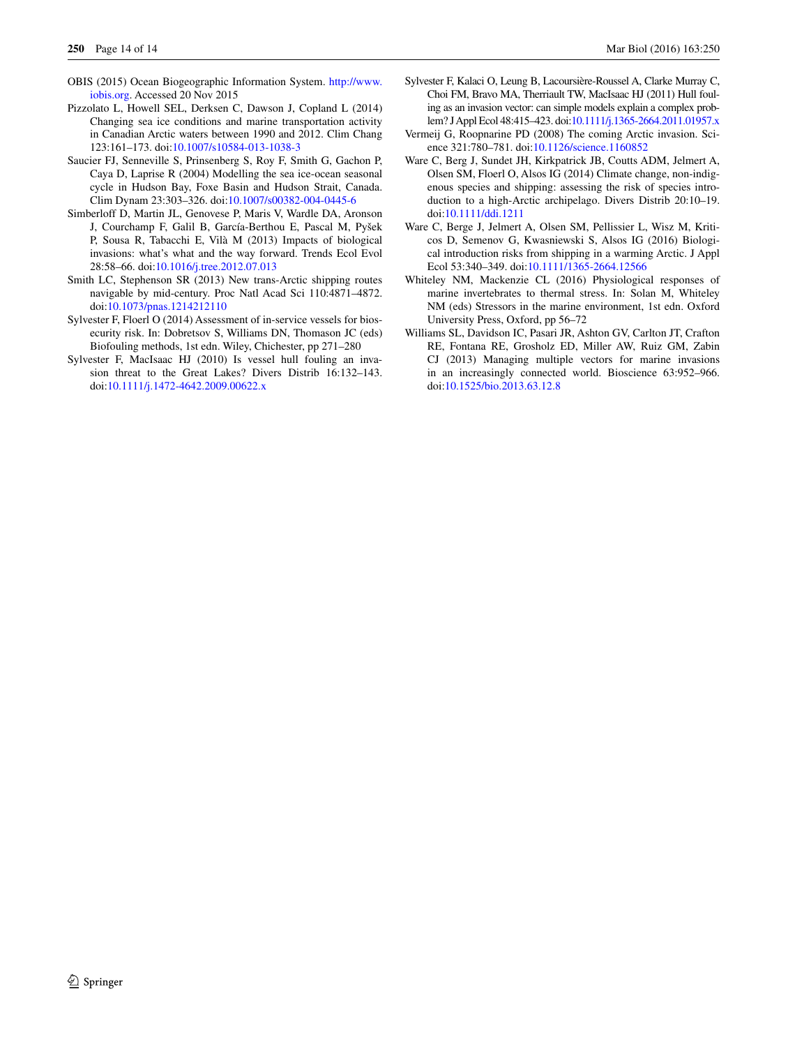OBIS (2015) Ocean Biogeographic Information System. http://www.iobis.org. Accessed 20 Nov 2015

Pizzolato L, Howell SEL, Derksen C, Dawson J, Copland L (2014) Changing sea ice conditions and marine transportation activity in Canadian Arctic waters between 1990 and 2012. Clim Chang 123:161–173. doi:10.1007/s10584-013-1038-3

Saucier FJ, Senneville S, Prinsenberg S, Roy F, Smith G, Gachon P, Caya D, Laprise R (2004) Modelling the sea ice-ocean seasonal cycle in Hudson Bay, Foxe Basin and Hudson Strait, Canada. Clim Dynam 23:303–326. doi:10.1007/s00382-004-0445-6

Simberloff D, Martin JL, Genovese P, Maris V, Wardle DA, Aronson J, Courchamp F, Galil B, García-Berthou E, Pascal M, Pyšek P, Sousa R, Tabacchi E, Vilà M (2013) Impacts of biological invasions: what's what and the way forward. Trends Ecol Evol 28:58–66. doi:10.1016/j.tree.2012.07.013

Smith LC, Stephenson SR (2013) New trans-Arctic shipping routes navigable by mid-century. Proc Natl Acad Sci 110:4871–4872. doi:10.1073/pnas.1214212110

Sylvester F, Floerl O (2014) Assessment of in-service vessels for biosecurity risk. In: Dobretsov S, Williams DN, Thomason JC (eds) Biofouling methods, 1st edn. Wiley, Chichester, pp 271–280

Sylvester F, MacIsaac HJ (2010) Is vessel hull fouling an invasion threat to the Great Lakes? Divers Distrib 16:132–143. doi:10.1111/j.1472-4642.2009.00622.x

Sylvester F, Kalaci O, Leung B, Lacoursière-Roussel A, Clarke Murray C, Choi FM, Bravo MA, Therriault TW, MacIsaac HJ (2011) Hull fouling as an invasion vector: can simple models explain a complex problem? J Appl Ecol 48:415–423. doi:10.1111/j.1365-2664.2011.01957.x

Vermeij G, Roopnarine PD (2008) The coming Arctic invasion. Science 321:780–781. doi:10.1126/science.1160852

Ware C, Berg J, Sundet JH, Kirkpatrick JB, Coutts ADM, Jelmert A, Olsen SM, Floerl O, Alsos IG (2014) Climate change, non-indigenous species and shipping: assessing the risk of species introduction to a high-Arctic archipelago. Divers Distrib 20:10–19. doi:10.1111/ddi.1211

Ware C, Berge J, Jelmert A, Olsen SM, Pellissier L, Wisz M, Kriticos D, Semenov G, Kwasniewski S, Alsos IG (2016) Biological introduction risks from shipping in a warming Arctic. J Appl Ecol 53:340–349. doi:10.1111/1365-2664.12566

Whiteley NM, Mackenzie CL (2016) Physiological responses of marine invertebrates to thermal stress. In: Solan M, Whiteley NM (eds) Stressors in the marine environment, 1st edn. Oxford University Press, Oxford, pp 56–72

Williams SL, Davidson IC, Pasari JR, Ashton GV, Carlton JT, Crafton RE, Fontana RE, Grosholz ED, Miller AW, Ruiz GM, Zabin CJ (2013) Managing multiple vectors for marine invasions in an increasingly connected world. Bioscience 63:952–966. doi:10.1525/bio.2013.63.12.8